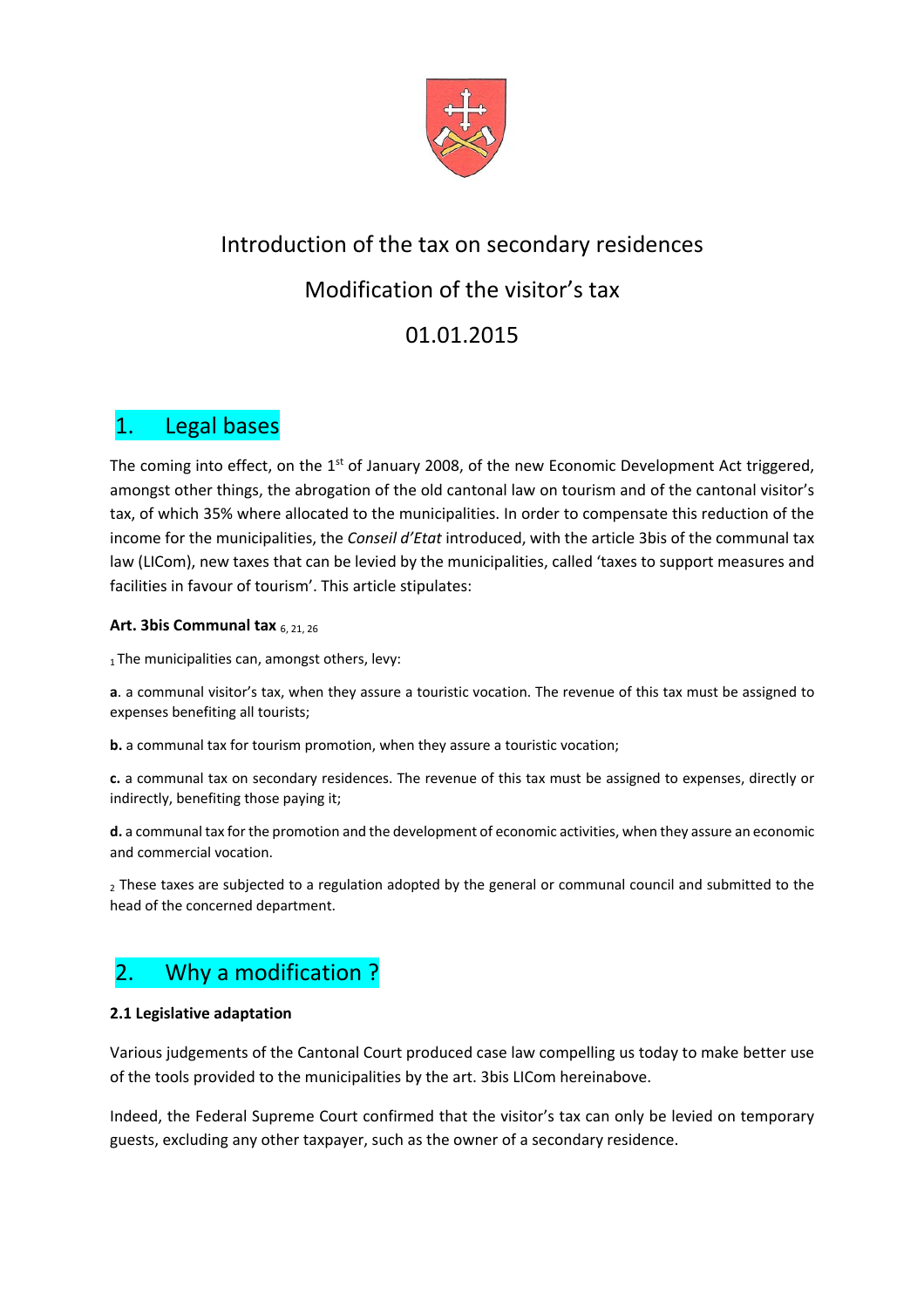# Introduction of the tax on secondary residences

# Modification of the visitor's tax

# 01.01.2015

## 1. Legal bases

The coming into effect, on the 1st of January 2008, of the new Economic Development Act triggered, amongst other things, the abrogation of the old cantonal law on tourism and of the cantonal visitor's tax, of which 35% where allocated to the municipalities. In order to compensate this reduction of the income for the municipalities, the *Conseil d'Etat* introduced, with the article 3bis of the communal tax law (LICom), new taxes that can be levied by the municipalities, called 'taxes to support measures and facilities in favour of tourism'. This article stipulates:

**Art. 3bis Communal tax** [6, 21, 26]

[1] The municipalities can, amongst others, levy:

**a**. a communal visitor's tax, when they assure a touristic vocation. The revenue of this tax must be assigned to expenses benefiting all tourists;

**b.** a communal tax for tourism promotion, when they assure a touristic vocation;

**c.** a communal tax on secondary residences. The revenue of this tax must be assigned to expenses, directly or indirectly, benefiting those paying it;

**d.** a communal tax for the promotion and the development of economic activities, when they assure an economic and commercial vocation.

[2] These taxes are subjected to a regulation adopted by the general or communal council and submitted to the head of the concerned department.

## 2. Why a modification ?

**2.1 Legislative adaptation**

Various judgements of the Cantonal Court produced case law compelling us today to make better use of the tools provided to the municipalities by the art. 3bis LICom hereinabove.

Indeed, the Federal Supreme Court confirmed that the visitor's tax can only be levied on temporary guests, excluding any other taxpayer, such as the owner of a secondary residence.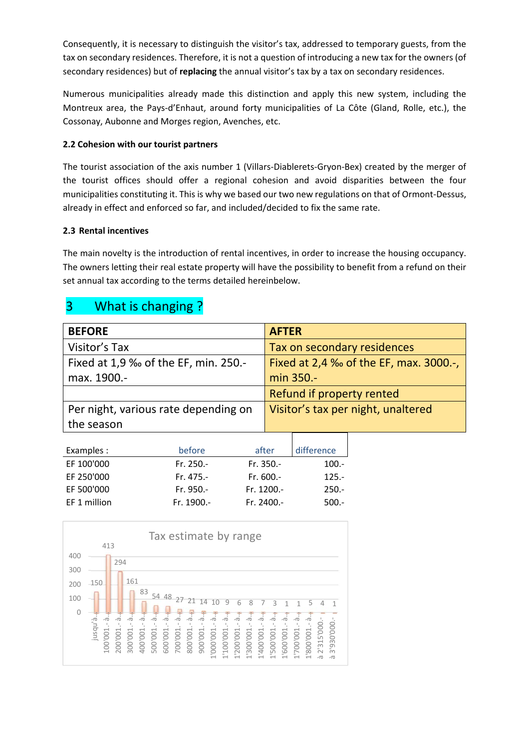Consequently, it is necessary to distinguish the visitor's tax, addressed to temporary guests, from the tax on secondary residences. Therefore, it is not a question of introducing a new tax for the owners (of secondary residences) but of **replacing** the annual visitor's tax by a tax on secondary residences.

Numerous municipalities already made this distinction and apply this new system, including the Montreux area, the Pays-d'Enhaut, around forty municipalities of La Côte (Gland, Rolle, etc.), the Cossonay, Aubonne and Morges region, Avenches, etc.

**2.2 Cohesion with our tourist partners**

The tourist association of the axis number 1 (Villars-Diablerets-Gryon-Bex) created by the merger of the tourist offices should offer a regional cohesion and avoid disparities between the four municipalities constituting it. This is why we based our two new regulations on that of Ormont-Dessus, already in effect and enforced so far, and included/decided to fix the same rate.

**2.3 Rental incentives**

The main novelty is the introduction of rental incentives, in order to increase the housing occupancy. The owners letting their real estate property will have the possibility to benefit from a refund on their set annual tax according to the terms detailed hereinbelow.

# 3 What is changing ?

| BEFORE | AFTER |
|---|---|
| Visitor's Tax | Tax on secondary residences |
| Fixed at 1,9 ‰ of the EF, min. 250.- max. 1900.- | Fixed at 2,4 ‰ of the EF, max. 3000.-, min 350.- |
| | Refund if property rented |
| Per night, various rate depending on the season | Visitor's tax per night, unaltered |

| Examples : | before | after | difference |
|---|---|---|---|
| EF 100'000 | Fr. 250.- | Fr. 350.- | 100.- |
| EF 250'000 | Fr. 475.- | Fr. 600.- | 125.- |
| EF 500'000 | Fr. 950.- | Fr. 1200.- | 250.- |
| EF 1 million | Fr. 1900.- | Fr. 2400.- | 500.- |

Tax estimate by range

0
100
200
300
400

150 413 294 161 83 54 48 27 21 14 10 9 6 8 7 3 1 1 5 4 1

jusqu'à...
100'001.- à...
200'001.- à...
300'001.- à...
400'001.- à...
500'001.- à...
600'001.- à...
700'001.- à...
800'001.- à...
900'001.- à...
1'000'001.- à...
1'100'001.- à...
1'200'001.- à...
1'300'001.- à...
1'400'001.- à...
1'500'001.- à...
1'600'001.- à...
1'700'001.- à...
1'800'001.- à...
à 2'315'000.-
à 3'930'000.-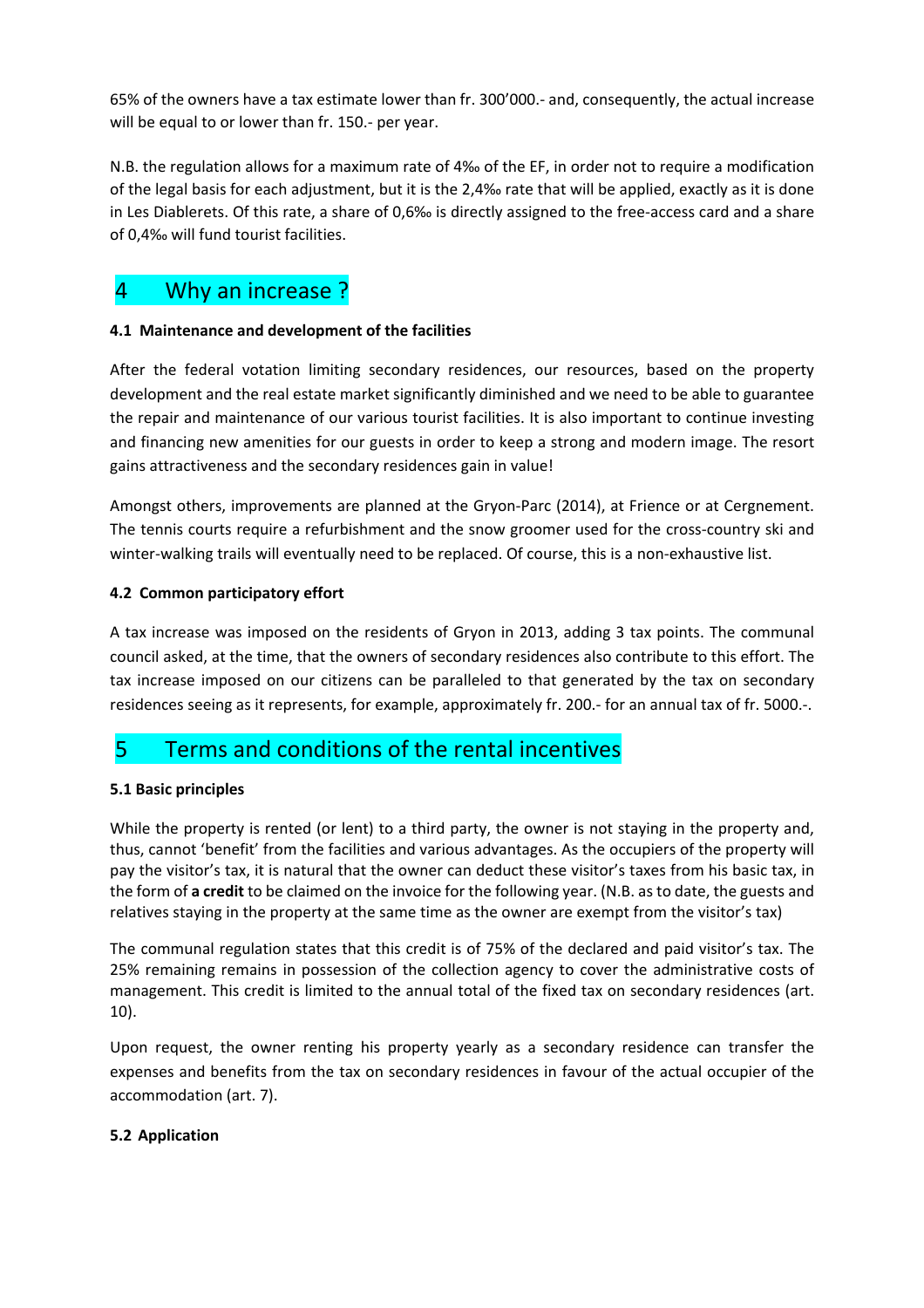65% of the owners have a tax estimate lower than fr. 300'000.- and, consequently, the actual increase will be equal to or lower than fr. 150.- per year.

N.B. the regulation allows for a maximum rate of 4‰ of the EF, in order not to require a modification of the legal basis for each adjustment, but it is the 2,4‰ rate that will be applied, exactly as it is done in Les Diablerets. Of this rate, a share of 0,6‰ is directly assigned to the free-access card and a share of 0,4‰ will fund tourist facilities.

## 4 Why an increase ?

### 4.1 Maintenance and development of the facilities

After the federal votation limiting secondary residences, our resources, based on the property development and the real estate market significantly diminished and we need to be able to guarantee the repair and maintenance of our various tourist facilities. It is also important to continue investing and financing new amenities for our guests in order to keep a strong and modern image. The resort gains attractiveness and the secondary residences gain in value!

Amongst others, improvements are planned at the Gryon-Parc (2014), at Frience or at Cergnement. The tennis courts require a refurbishment and the snow groomer used for the cross-country ski and winter-walking trails will eventually need to be replaced. Of course, this is a non-exhaustive list.

### 4.2 Common participatory effort

A tax increase was imposed on the residents of Gryon in 2013, adding 3 tax points. The communal council asked, at the time, that the owners of secondary residences also contribute to this effort. The tax increase imposed on our citizens can be paralleled to that generated by the tax on secondary residences seeing as it represents, for example, approximately fr. 200.- for an annual tax of fr. 5000.-.

## 5 Terms and conditions of the rental incentives

### 5.1 Basic principles

While the property is rented (or lent) to a third party, the owner is not staying in the property and, thus, cannot 'benefit' from the facilities and various advantages. As the occupiers of the property will pay the visitor's tax, it is natural that the owner can deduct these visitor's taxes from his basic tax, in the form of **a credit** to be claimed on the invoice for the following year. (N.B. as to date, the guests and relatives staying in the property at the same time as the owner are exempt from the visitor's tax)

The communal regulation states that this credit is of 75% of the declared and paid visitor's tax. The 25% remaining remains in possession of the collection agency to cover the administrative costs of management. This credit is limited to the annual total of the fixed tax on secondary residences (art. 10).

Upon request, the owner renting his property yearly as a secondary residence can transfer the expenses and benefits from the tax on secondary residences in favour of the actual occupier of the accommodation (art. 7).

### 5.2 Application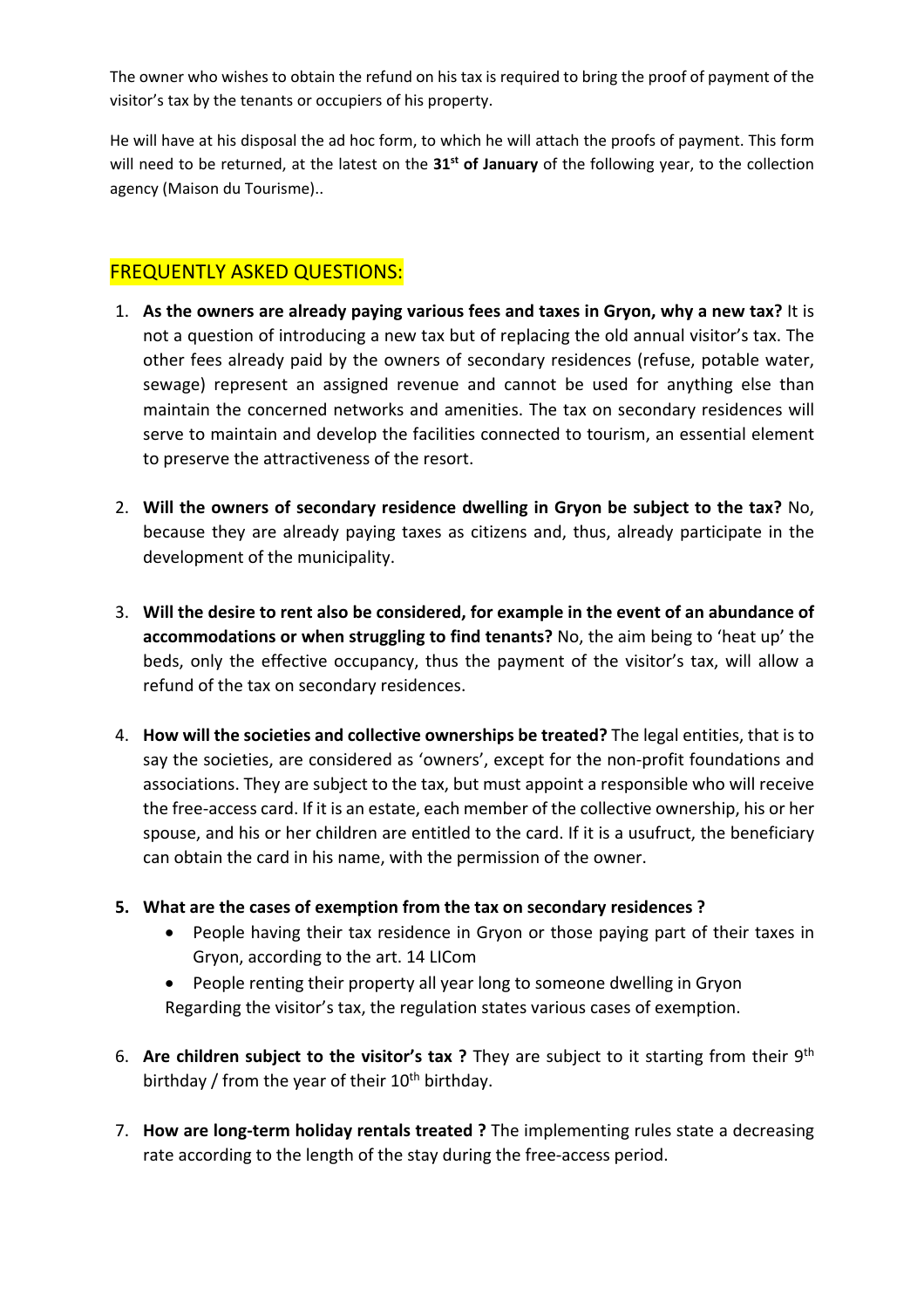The owner who wishes to obtain the refund on his tax is required to bring the proof of payment of the visitor's tax by the tenants or occupiers of his property.

He will have at his disposal the ad hoc form, to which he will attach the proofs of payment. This form will need to be returned, at the latest on the **31st of January** of the following year, to the collection agency (Maison du Tourisme)..

## FREQUENTLY ASKED QUESTIONS:

1. **As the owners are already paying various fees and taxes in Gryon, why a new tax?** It is not a question of introducing a new tax but of replacing the old annual visitor's tax. The other fees already paid by the owners of secondary residences (refuse, potable water, sewage) represent an assigned revenue and cannot be used for anything else than maintain the concerned networks and amenities. The tax on secondary residences will serve to maintain and develop the facilities connected to tourism, an essential element to preserve the attractiveness of the resort.

2. **Will the owners of secondary residence dwelling in Gryon be subject to the tax?** No, because they are already paying taxes as citizens and, thus, already participate in the development of the municipality.

3. **Will the desire to rent also be considered, for example in the event of an abundance of accommodations or when struggling to find tenants?** No, the aim being to 'heat up' the beds, only the effective occupancy, thus the payment of the visitor's tax, will allow a refund of the tax on secondary residences.

4. **How will the societies and collective ownerships be treated?** The legal entities, that is to say the societies, are considered as 'owners', except for the non-profit foundations and associations. They are subject to the tax, but must appoint a responsible who will receive the free-access card. If it is an estate, each member of the collective ownership, his or her spouse, and his or her children are entitled to the card. If it is a usufruct, the beneficiary can obtain the card in his name, with the permission of the owner.

5. **What are the cases of exemption from the tax on secondary residences ?**
   - People having their tax residence in Gryon or those paying part of their taxes in Gryon, according to the art. 14 LICom
   - People renting their property all year long to someone dwelling in Gryon

   Regarding the visitor's tax, the regulation states various cases of exemption.

6. **Are children subject to the visitor's tax ?** They are subject to it starting from their 9th birthday / from the year of their 10th birthday.

7. **How are long-term holiday rentals treated ?** The implementing rules state a decreasing rate according to the length of the stay during the free-access period.